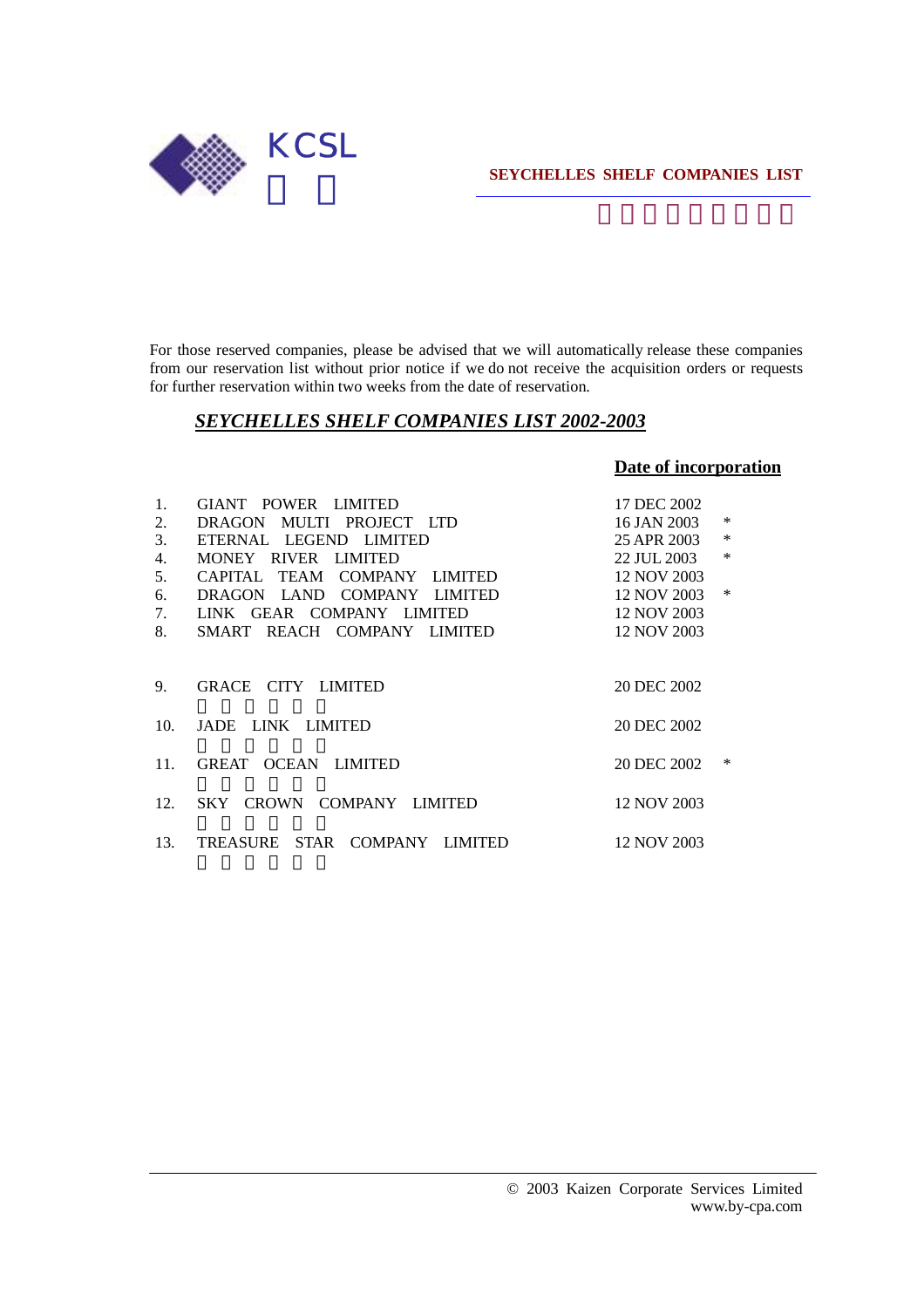KCSL

**SEYCHELLES SHELF COMPANIES LIST**

For those reserved companies, please be advised that we will automatically release these companies from our reservation list without prior notice if we do not receive the acquisition orders or requests for further reservation within two weeks from the date of reservation.

## ***SEYCHELLES SHELF COMPANIES LIST 2002-2003***

| No. | Company | Date of incorporation | |
|---|---|---|---|
| 1. | GIANT POWER LIMITED | 17 DEC 2002 | |
| 2. | DRAGON MULTI PROJECT LTD | 16 JAN 2003 | * |
| 3. | ETERNAL LEGEND LIMITED | 25 APR 2003 | * |
| 4. | MONEY RIVER LIMITED | 22 JUL 2003 | * |
| 5. | CAPITAL TEAM COMPANY LIMITED | 12 NOV 2003 | |
| 6. | DRAGON LAND COMPANY LIMITED | 12 NOV 2003 | * |
| 7. | LINK GEAR COMPANY LIMITED | 12 NOV 2003 | |
| 8. | SMART REACH COMPANY LIMITED | 12 NOV 2003 | |
| 9. | GRACE CITY LIMITED | 20 DEC 2002 | |
| 10. | JADE LINK LIMITED | 20 DEC 2002 | |
| 11. | GREAT OCEAN LIMITED | 20 DEC 2002 | * |
| 12. | SKY CROWN COMPANY LIMITED | 12 NOV 2003 | |
| 13. | TREASURE STAR COMPANY LIMITED | 12 NOV 2003 | |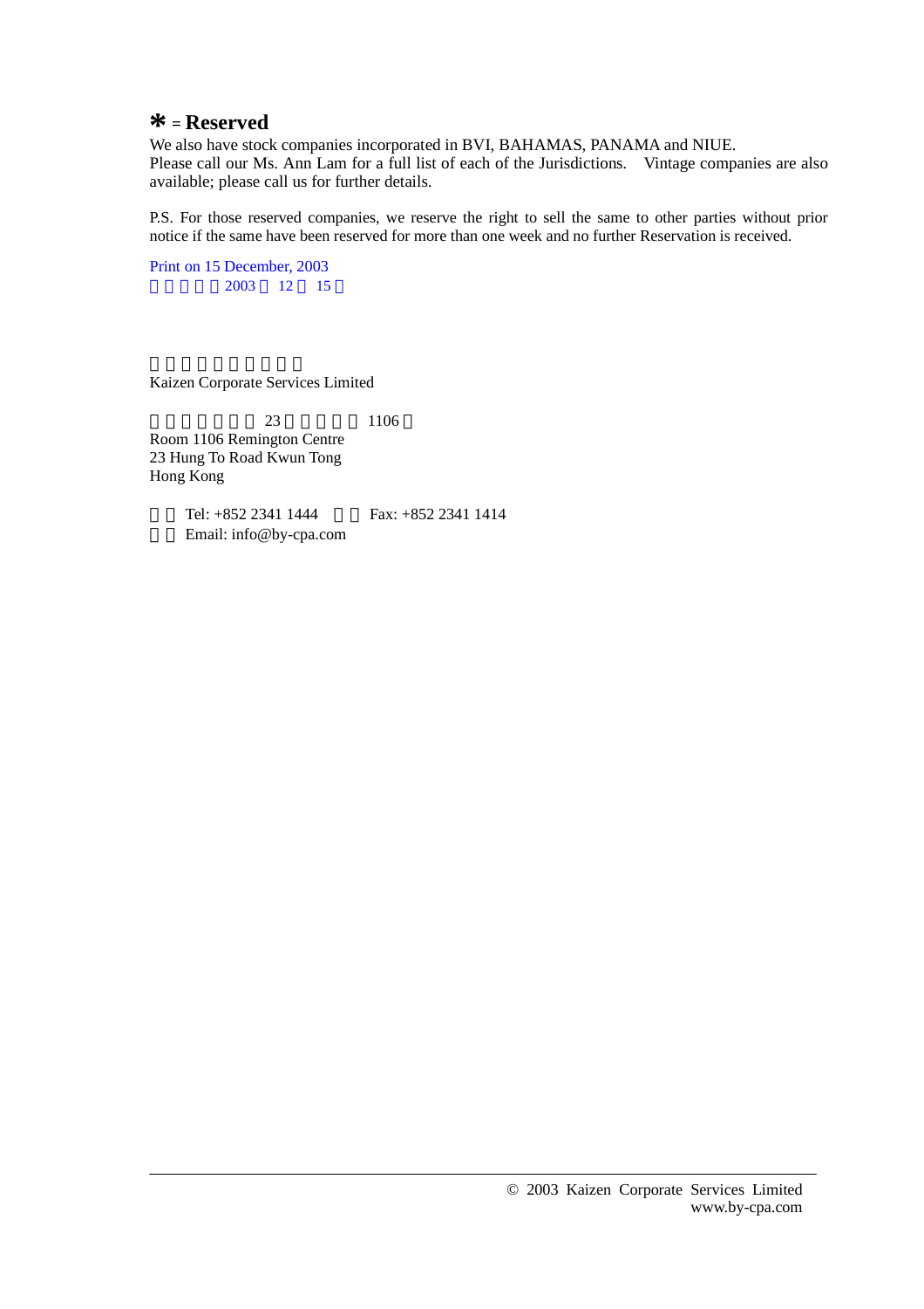## * = Reserved

We also have stock companies incorporated in BVI, BAHAMAS, PANAMA and NIUE.
Please call our Ms. Ann Lam for a full list of each of the Jurisdictions. Vintage companies are also available; please call us for further details.

P.S. For those reserved companies, we reserve the right to sell the same to other parties without prior notice if the same have been reserved for more than one week and no further Reservation is received.

Print on 15 December, 2003
□□□□2003□ 12□ 15□

□□□□□□□□□□
Kaizen Corporate Services Limited

□□□□□□□ 23□□□□□ 1106□
Room 1106 Remington Centre
23 Hung To Road Kwun Tong
Hong Kong

□□ Tel: +852 2341 1444 □□ Fax: +852 2341 1414
□□ Email: info@by-cpa.com